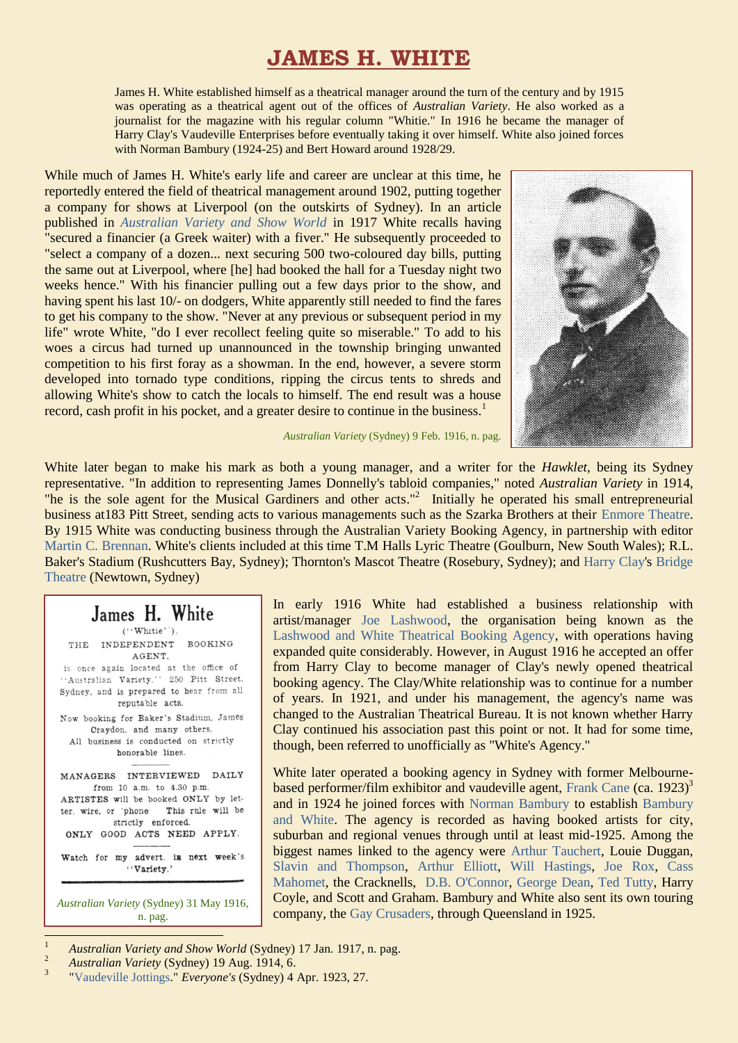# JAMES H. WHITE

James H. White established himself as a theatrical manager around the turn of the century and by 1915 was operating as a theatrical agent out of the offices of *Australian Variety*. He also worked as a journalist for the magazine with his regular column "Whitie." In 1916 he became the manager of Harry Clay's Vaudeville Enterprises before eventually taking it over himself. White also joined forces with Norman Bambury (1924-25) and Bert Howard around 1928/29.

While much of James H. White's early life and career are unclear at this time, he reportedly entered the field of theatrical management around 1902, putting together a company for shows at Liverpool (on the outskirts of Sydney). In an article published in *Australian Variety and Show World* in 1917 White recalls having "secured a financier (a Greek waiter) with a fiver." He subsequently proceeded to "select a company of a dozen... next securing 500 two-coloured day bills, putting the same out at Liverpool, where [he] had booked the hall for a Tuesday night two weeks hence." With his financier pulling out a few days prior to the show, and having spent his last 10/- on dodgers, White apparently still needed to find the fares to get his company to the show. "Never at any previous or subsequent period in my life" wrote White, "do I ever recollect feeling quite so miserable." To add to his woes a circus had turned up unannounced in the township bringing unwanted competition to his first foray as a showman. In the end, however, a severe storm developed into tornado type conditions, ripping the circus tents to shreds and allowing White's show to catch the locals to himself. The end result was a house record, cash profit in his pocket, and a greater desire to continue in the business.[1]

*Australian Variety* (Sydney) 9 Feb. 1916, n. pag.

White later began to make his mark as both a young manager, and a writer for the *Hawklet*, being its Sydney representative. "In addition to representing James Donnelly's tabloid companies," noted *Australian Variety* in 1914, "he is the sole agent for the Musical Gardiners and other acts."[2] Initially he operated his small entrepreneurial business at183 Pitt Street, sending acts to various managements such as the Szarka Brothers at their Enmore Theatre. By 1915 White was conducting business through the Australian Variety Booking Agency, in partnership with editor Martin C. Brennan. White's clients included at this time T.M Halls Lyric Theatre (Goulburn, New South Wales); R.L. Baker's Stadium (Rushcutters Bay, Sydney); Thornton's Mascot Theatre (Rosebury, Sydney); and Harry Clay's Bridge Theatre (Newtown, Sydney)

> **James H. White**
> ("Whitie").
> THE INDEPENDENT BOOKING AGENT,
> is once again located at the office of "Australian Variety," 250 Pitt Street, Sydney, and is prepared to hear from all reputable acts.
> Now booking for Baker's Stadium, James Craydon, and many others.
> All business is conducted on strictly honorable lines.
>
> MANAGERS INTERVIEWED DAILY from 10 a.m. to 4.30 p.m.
> ARTISTES will be booked ONLY by letter, wire, or 'phone. This rule will be strictly enforced.
> ONLY GOOD ACTS NEED APPLY.
>
> Watch for my advert. in next week's "Variety."

*Australian Variety* (Sydney) 31 May 1916, n. pag.

In early 1916 White had established a business relationship with artist/manager Joe Lashwood, the organisation being known as the Lashwood and White Theatrical Booking Agency, with operations having expanded quite considerably. However, in August 1916 he accepted an offer from Harry Clay to become manager of Clay's newly opened theatrical booking agency. The Clay/White relationship was to continue for a number of years. In 1921, and under his management, the agency's name was changed to the Australian Theatrical Bureau. It is not known whether Harry Clay continued his association past this point or not. It had for some time, though, been referred to unofficially as "White's Agency."

White later operated a booking agency in Sydney with former Melbourne-based performer/film exhibitor and vaudeville agent, Frank Cane (ca. 1923)[3] and in 1924 he joined forces with Norman Bambury to establish Bambury and White. The agency is recorded as having booked artists for city, suburban and regional venues through until at least mid-1925. Among the biggest names linked to the agency were Arthur Tauchert, Louie Duggan, Slavin and Thompson, Arthur Elliott, Will Hastings, Joe Rox, Cass Mahomet, the Cracknells, D.B. O'Connor, George Dean, Ted Tutty, Harry Coyle, and Scott and Graham. Bambury and White also sent its own touring company, the Gay Crusaders, through Queensland in 1925.

---

1. *Australian Variety and Show World* (Sydney) 17 Jan. 1917, n. pag.
2. *Australian Variety* (Sydney) 19 Aug. 1914, 6.
3. "Vaudeville Jottings." *Everyone's* (Sydney) 4 Apr. 1923, 27.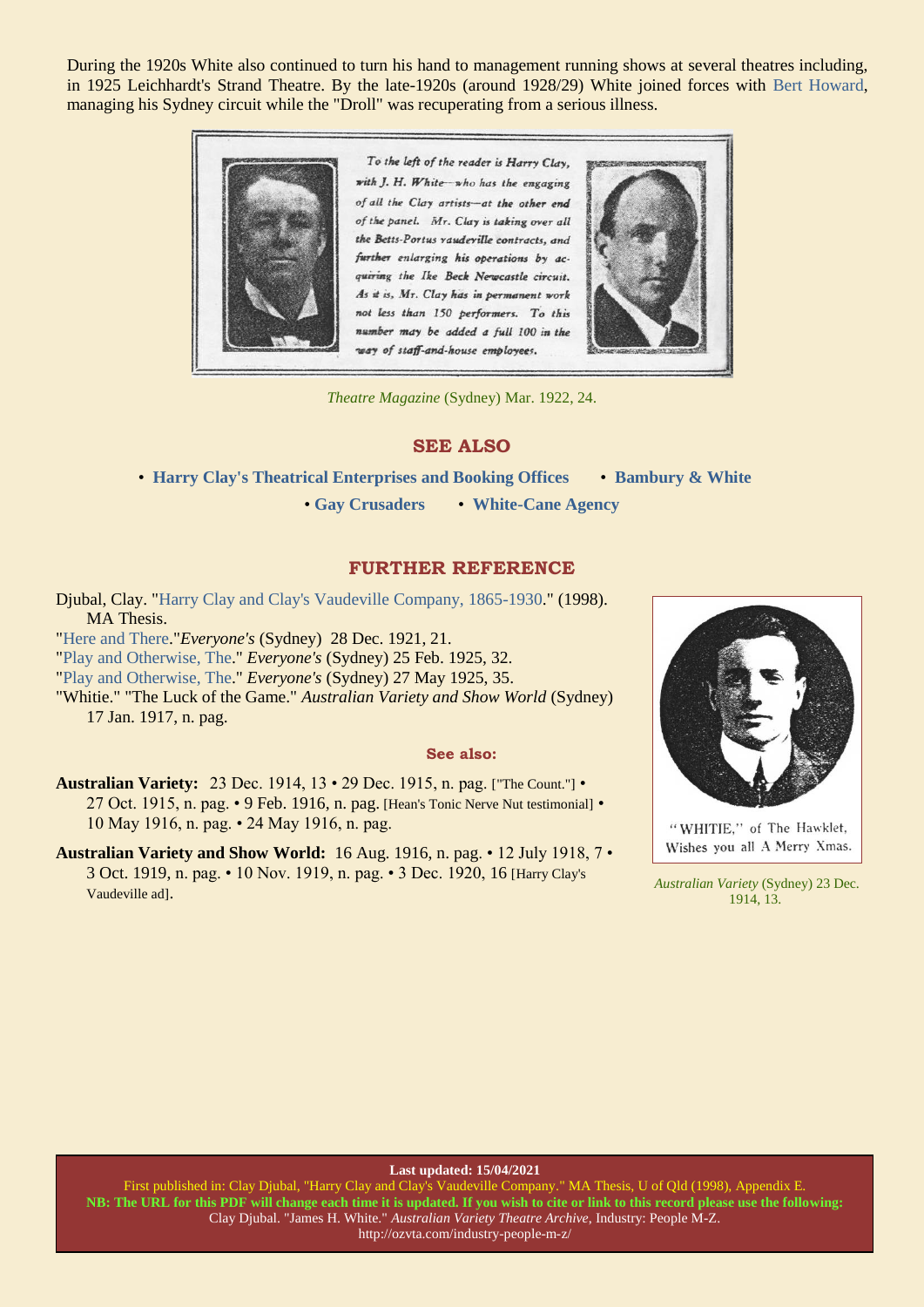During the 1920s White also continued to turn his hand to management running shows at several theatres including, in 1925 Leichhardt's Strand Theatre. By the late-1920s (around 1928/29) White joined forces with Bert Howard, managing his Sydney circuit while the "Droll" was recuperating from a serious illness.

To the left of the reader is Harry Clay, with J. H. White—who has the engaging of all the Clay artists—at the other end of the panel. Mr. Clay is taking over all the Betts-Portus vaudeville contracts, and further enlarging his operations by acquiring the Ike Beck Newcastle circuit. As it is, Mr. Clay has in permanent work not less than 150 performers. To this number may be added a full 100 in the way of staff-and-house employees.

*Theatre Magazine* (Sydney) Mar. 1922, 24.

## SEE ALSO

- **Harry Clay's Theatrical Enterprises and Booking Offices**
- **Bambury & White**
- **Gay Crusaders**
- **White-Cane Agency**

## FURTHER REFERENCE

Djubal, Clay. "Harry Clay and Clay's Vaudeville Company, 1865-1930." (1998). MA Thesis.

"Here and There."*Everyone's* (Sydney) 28 Dec. 1921, 21.

"Play and Otherwise, The." *Everyone's* (Sydney) 25 Feb. 1925, 32.

"Play and Otherwise, The." *Everyone's* (Sydney) 27 May 1925, 35.

"Whitie." "The Luck of the Game." *Australian Variety and Show World* (Sydney) 17 Jan. 1917, n. pag.

### See also:

**Australian Variety:** 23 Dec. 1914, 13 • 29 Dec. 1915, n. pag. ["The Count."] • 27 Oct. 1915, n. pag. • 9 Feb. 1916, n. pag. [Hean's Tonic Nerve Nut testimonial] • 10 May 1916, n. pag. • 24 May 1916, n. pag.

**Australian Variety and Show World:** 16 Aug. 1916, n. pag. • 12 July 1918, 7 • 3 Oct. 1919, n. pag. • 10 Nov. 1919, n. pag. • 3 Dec. 1920, 16 [Harry Clay's Vaudeville ad].

"WHITIE," of The Hawklet, Wishes you all A Merry Xmas.

*Australian Variety* (Sydney) 23 Dec. 1914, 13.

**Last updated: 15/04/2021**

First published in: Clay Djubal, "Harry Clay and Clay's Vaudeville Company." MA Thesis, U of Qld (1998), Appendix E.

**NB: The URL for this PDF will change each time it is updated. If you wish to cite or link to this record please use the following:**

Clay Djubal. "James H. White." *Australian Variety Theatre Archive*, Industry: People M-Z.

http://ozvta.com/industry-people-m-z/